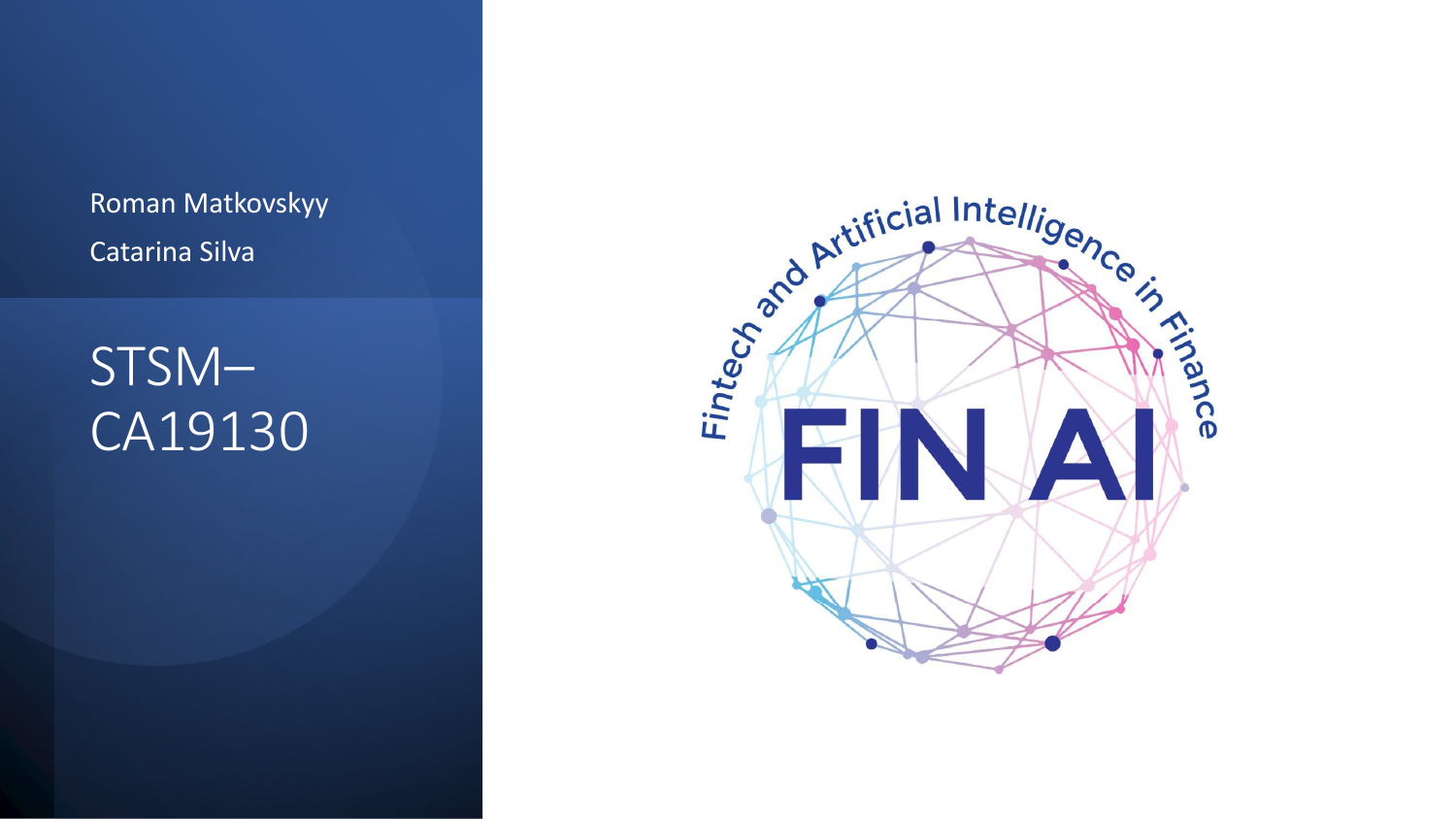Roman Matkovskyy

Catarina Silva

# STSM–CA19130

Fintech and Artificial Intelligence in Finance

FIN AI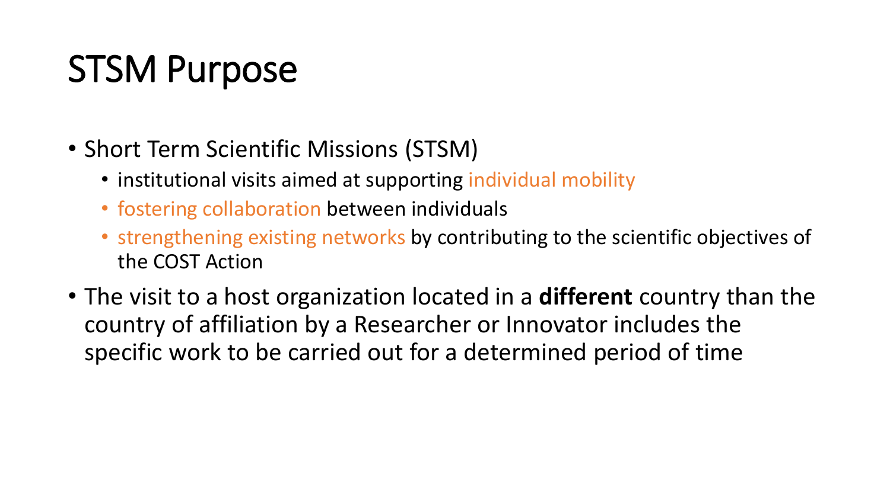# STSM Purpose

- Short Term Scientific Missions (STSM)
  - institutional visits aimed at supporting individual mobility
  - fostering collaboration between individuals
  - strengthening existing networks by contributing to the scientific objectives of the COST Action
- The visit to a host organization located in a **different** country than the country of affiliation by a Researcher or Innovator includes the specific work to be carried out for a determined period of time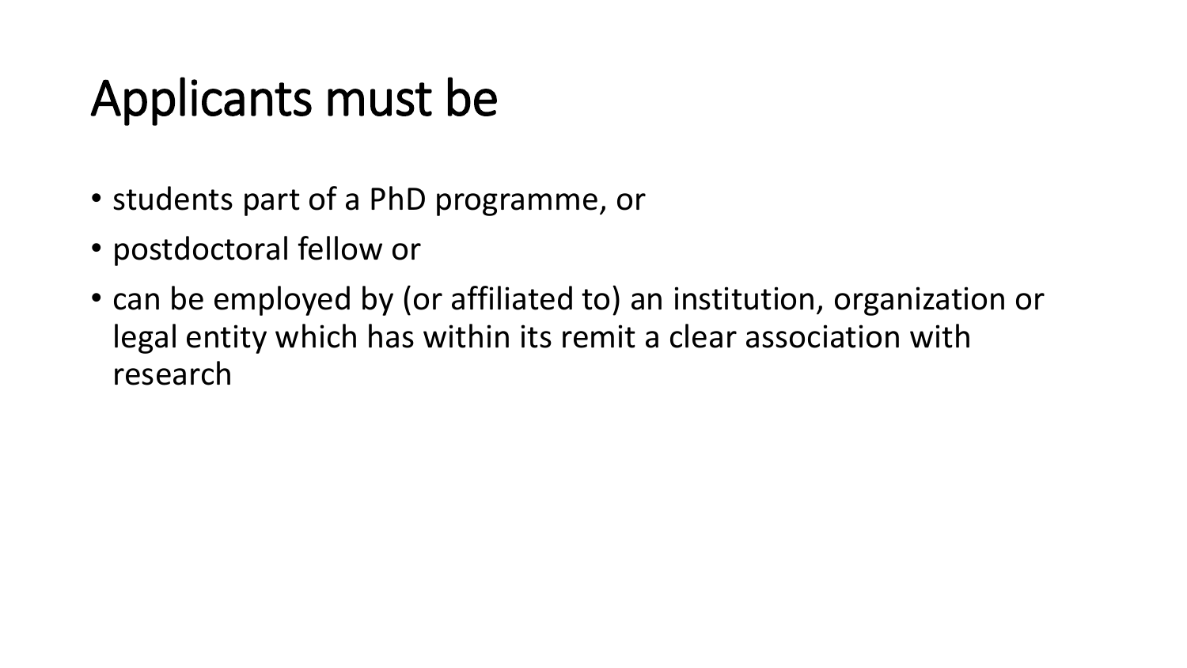# Applicants must be

- students part of a PhD programme, or
- postdoctoral fellow or
- can be employed by (or affiliated to) an institution, organization or legal entity which has within its remit a clear association with research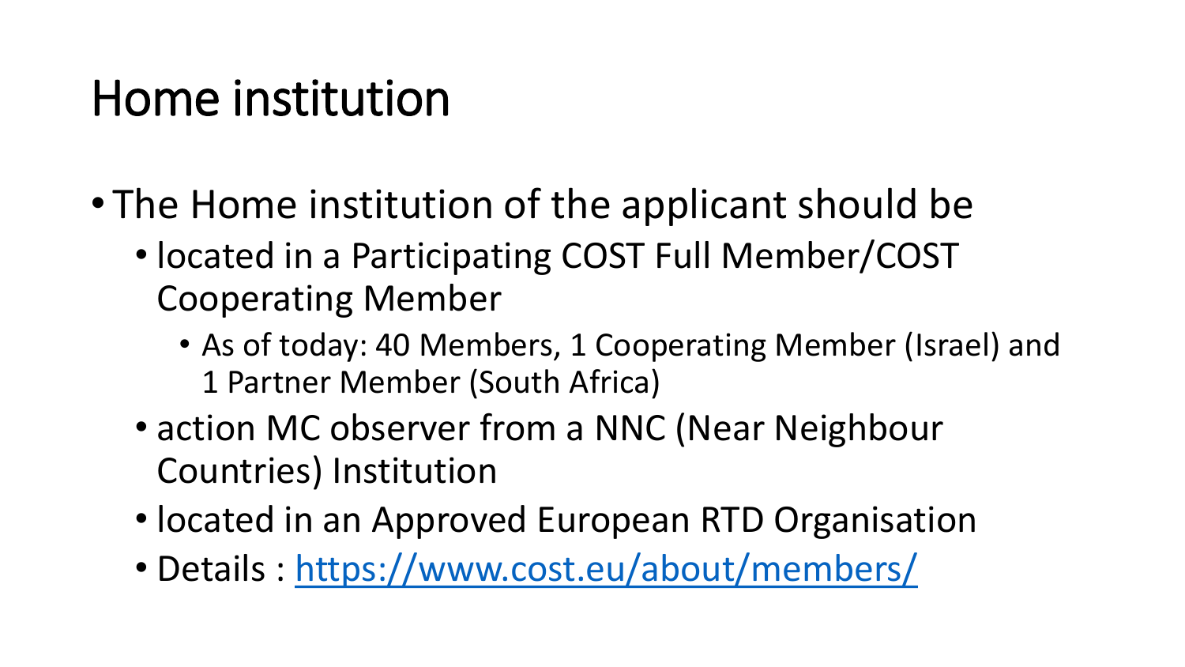# Home institution

- The Home institution of the applicant should be
  - located in a Participating COST Full Member/COST Cooperating Member
    - As of today: 40 Members, 1 Cooperating Member (Israel) and 1 Partner Member (South Africa)
  - action MC observer from a NNC (Near Neighbour Countries) Institution
  - located in an Approved European RTD Organisation
  - Details : [https://www.cost.eu/about/members/](https://www.cost.eu/about/members/)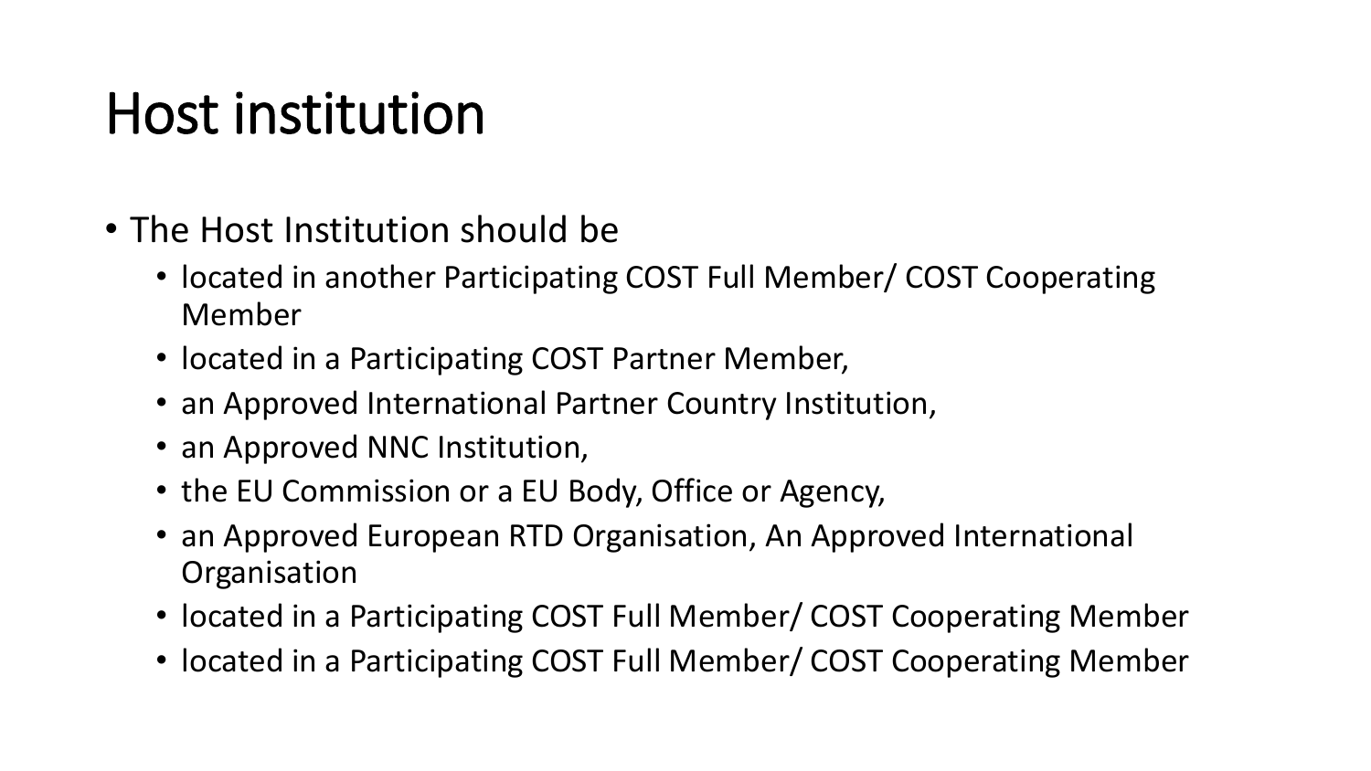# Host institution

- The Host Institution should be
  - located in another Participating COST Full Member/ COST Cooperating Member
  - located in a Participating COST Partner Member,
  - an Approved International Partner Country Institution,
  - an Approved NNC Institution,
  - the EU Commission or a EU Body, Office or Agency,
  - an Approved European RTD Organisation, An Approved International Organisation
  - located in a Participating COST Full Member/ COST Cooperating Member
  - located in a Participating COST Full Member/ COST Cooperating Member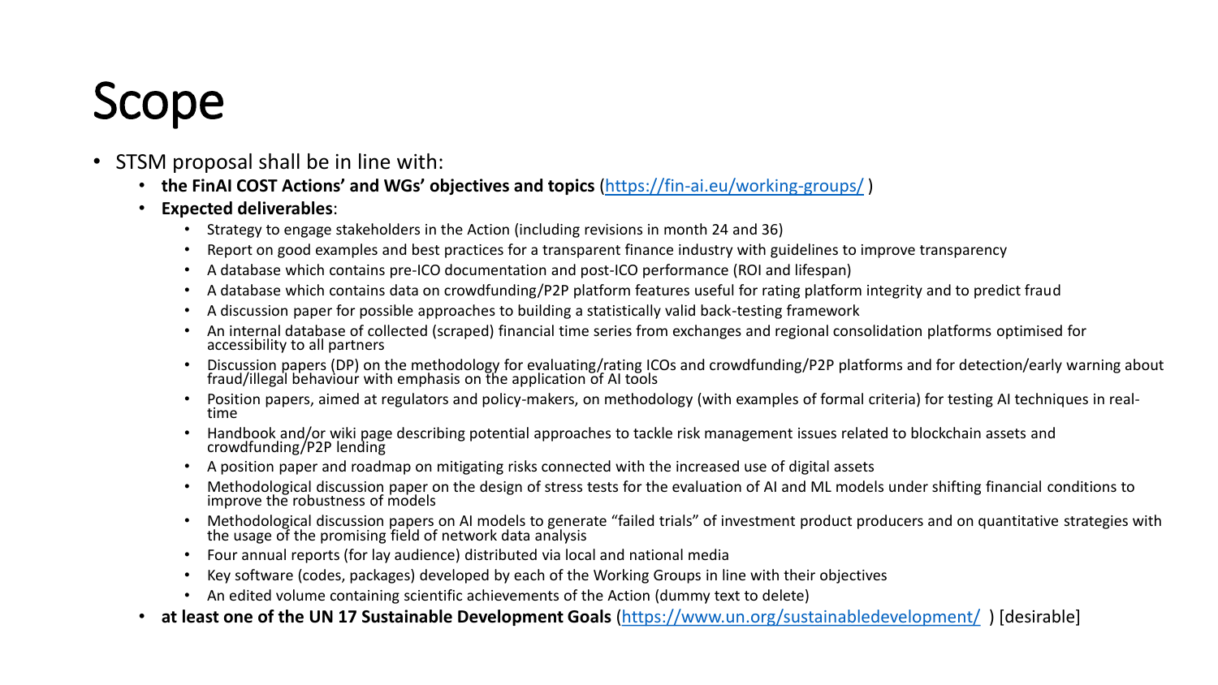# Scope

- STSM proposal shall be in line with:
  - **the FinAI COST Actions' and WGs' objectives and topics** (https://fin-ai.eu/working-groups/ )
  - **Expected deliverables**:
    - Strategy to engage stakeholders in the Action (including revisions in month 24 and 36)
    - Report on good examples and best practices for a transparent finance industry with guidelines to improve transparency
    - A database which contains pre-ICO documentation and post-ICO performance (ROI and lifespan)
    - A database which contains data on crowdfunding/P2P platform features useful for rating platform integrity and to predict fraud
    - A discussion paper for possible approaches to building a statistically valid back-testing framework
    - An internal database of collected (scraped) financial time series from exchanges and regional consolidation platforms optimised for accessibility to all partners
    - Discussion papers (DP) on the methodology for evaluating/rating ICOs and crowdfunding/P2P platforms and for detection/early warning about fraud/illegal behaviour with emphasis on the application of AI tools
    - Position papers, aimed at regulators and policy-makers, on methodology (with examples of formal criteria) for testing AI techniques in real-time
    - Handbook and/or wiki page describing potential approaches to tackle risk management issues related to blockchain assets and crowdfunding/P2P lending
    - A position paper and roadmap on mitigating risks connected with the increased use of digital assets
    - Methodological discussion paper on the design of stress tests for the evaluation of AI and ML models under shifting financial conditions to improve the robustness of models
    - Methodological discussion papers on AI models to generate "failed trials" of investment product producers and on quantitative strategies with the usage of the promising field of network data analysis
    - Four annual reports (for lay audience) distributed via local and national media
    - Key software (codes, packages) developed by each of the Working Groups in line with their objectives
    - An edited volume containing scientific achievements of the Action (dummy text to delete)
  - **at least one of the UN 17 Sustainable Development Goals** (https://www.un.org/sustainabledevelopment/ ) [desirable]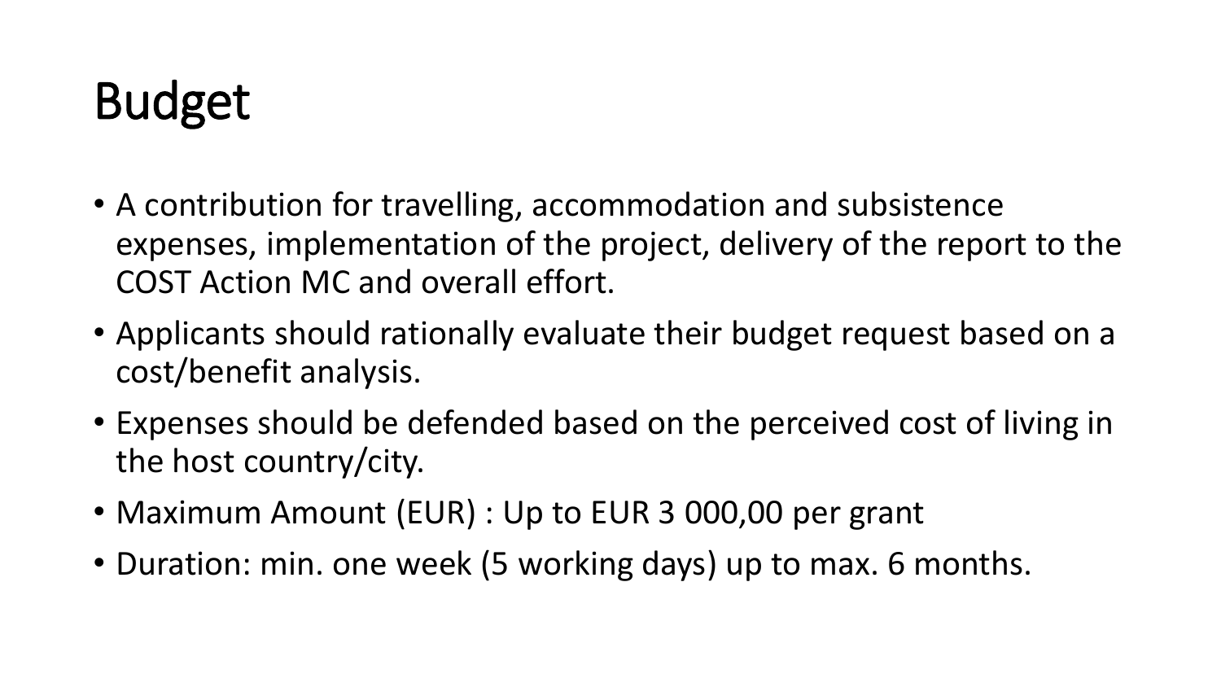# Budget

- A contribution for travelling, accommodation and subsistence expenses, implementation of the project, delivery of the report to the COST Action MC and overall effort.
- Applicants should rationally evaluate their budget request based on a cost/benefit analysis.
- Expenses should be defended based on the perceived cost of living in the host country/city.
- Maximum Amount (EUR) : Up to EUR 3 000,00 per grant
- Duration: min. one week (5 working days) up to max. 6 months.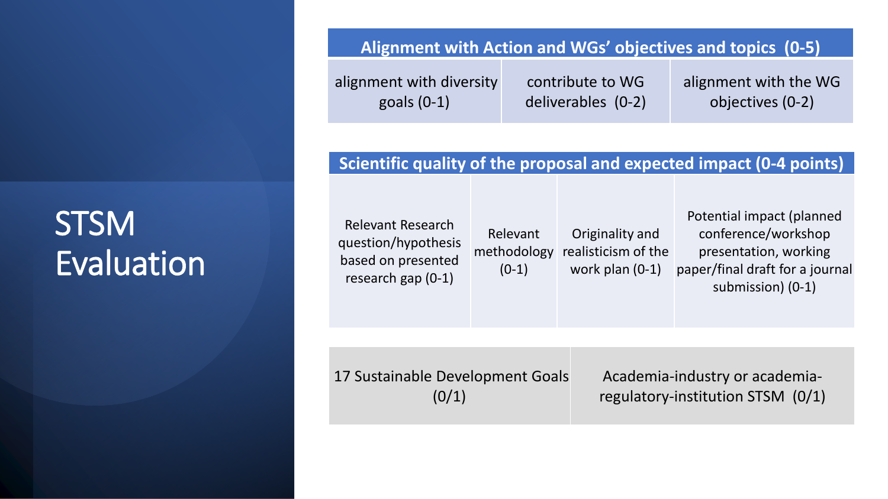# STSM Evaluation

| Alignment with Action and WGs' objectives and topics (0-5) | | |
|---|---|---|
| alignment with diversity goals (0-1) | contribute to WG deliverables (0-2) | alignment with the WG objectives (0-2) |

| Scientific quality of the proposal and expected impact (0-4 points) | | | |
|---|---|---|---|
| Relevant Research question/hypothesis based on presented research gap (0-1) | Relevant methodology (0-1) | Originality and realisticism of the work plan (0-1) | Potential impact (planned conference/workshop presentation, working paper/final draft for a journal submission) (0-1) |

| 17 Sustainable Development Goals (0/1) | Academia-industry or academia-regulatory-institution STSM (0/1) |
|---|---|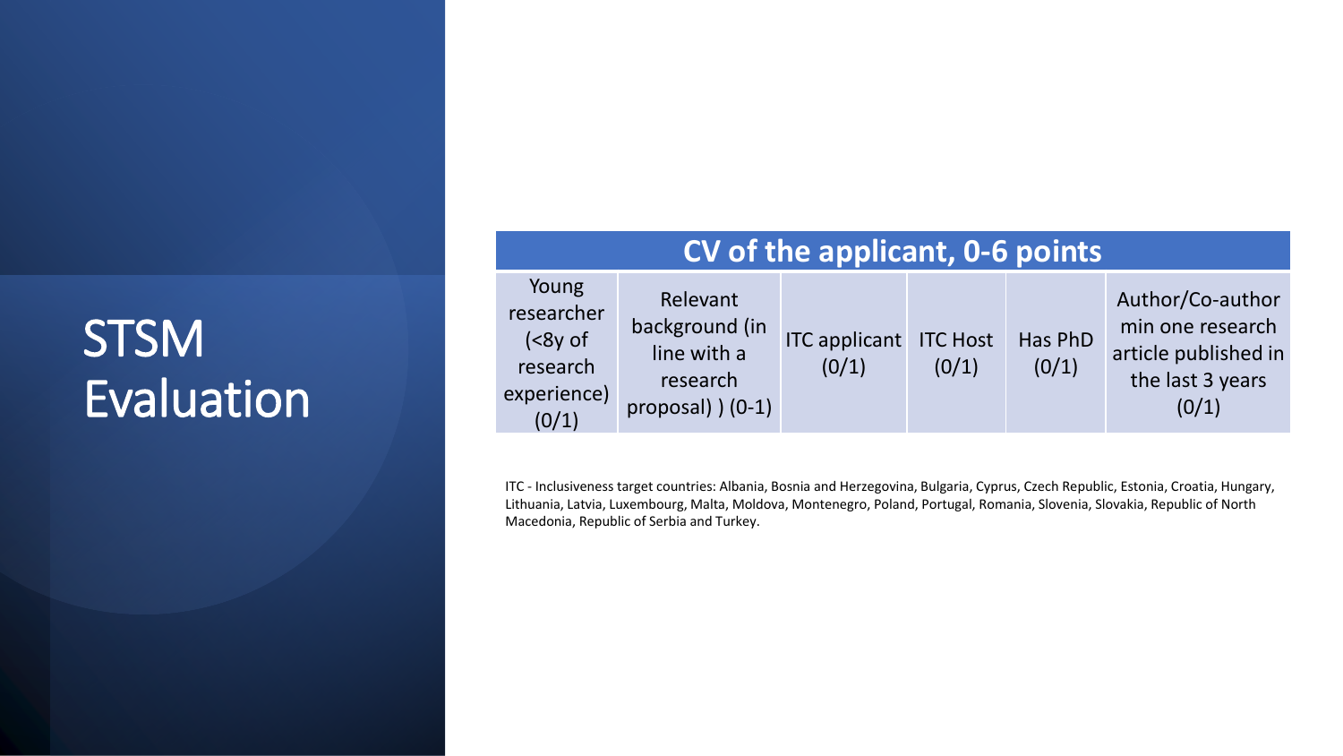# STSM Evaluation

| CV of the applicant, 0-6 points | | | | | |
|---|---|---|---|---|---|
| Young researcher (<8y of research experience) (0/1) | Relevant background (in line with a research proposal) ) (0-1) | ITC applicant (0/1) | ITC Host (0/1) | Has PhD (0/1) | Author/Co-author min one research article published in the last 3 years (0/1) |

ITC - Inclusiveness target countries: Albania, Bosnia and Herzegovina, Bulgaria, Cyprus, Czech Republic, Estonia, Croatia, Hungary, Lithuania, Latvia, Luxembourg, Malta, Moldova, Montenegro, Poland, Portugal, Romania, Slovenia, Slovakia, Republic of North Macedonia, Republic of Serbia and Turkey.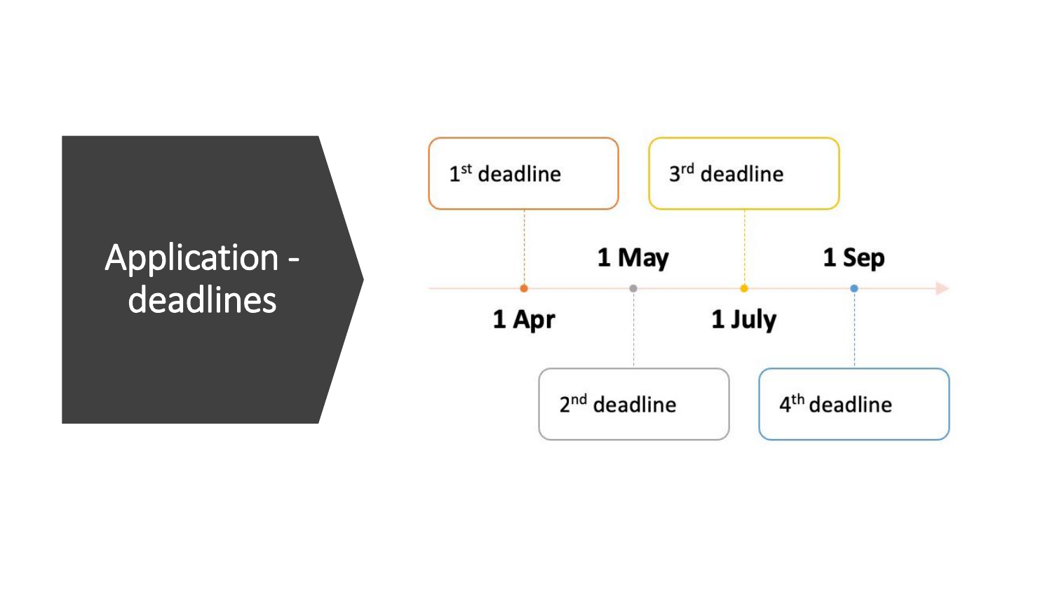# Application - deadlines

1[st] deadline

1 Apr

2[nd] deadline

1 May

3[rd] deadline

1 July

4[th] deadline

1 Sep